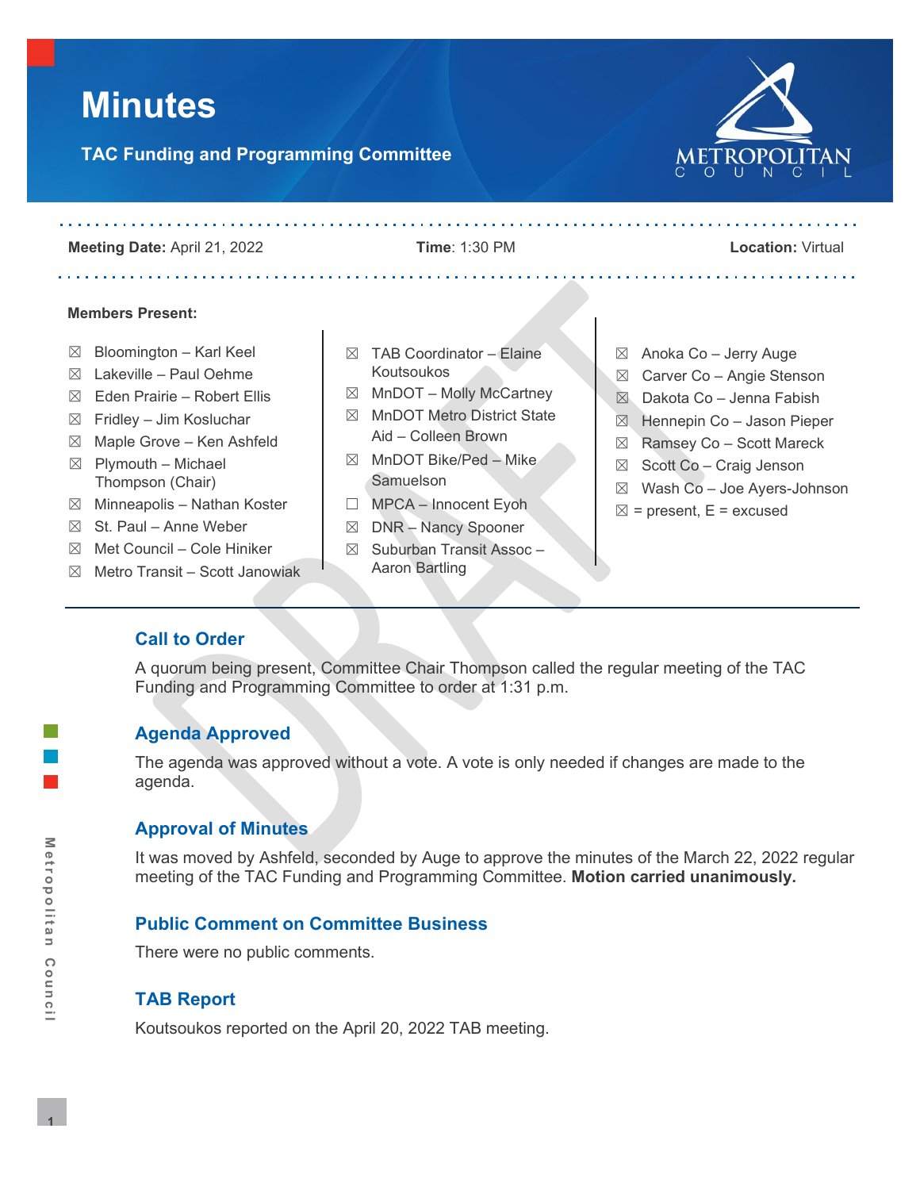# Minutes

**TAC Funding and Programming Committee**

**Meeting Date:** April 21, 2022 **Time**: 1:30 PM **Location:** Virtual

**Members Present:**

- ☒ Bloomington – Karl Keel
- ☒ Lakeville – Paul Oehme
- ☒ Eden Prairie – Robert Ellis
- ☒ Fridley – Jim Kosluchar
- ☒ Maple Grove – Ken Ashfeld
- ☒ Plymouth – Michael Thompson (Chair)
- ☒ Minneapolis – Nathan Koster
- ☒ St. Paul – Anne Weber
- ☒ Met Council – Cole Hiniker
- ☒ Metro Transit – Scott Janowiak
- ☒ TAB Coordinator – Elaine Koutsoukos
- ☒ MnDOT – Molly McCartney
- ☒ MnDOT Metro District State Aid – Colleen Brown
- ☒ MnDOT Bike/Ped – Mike Samuelson
- ☐ MPCA – Innocent Eyoh
- ☒ DNR – Nancy Spooner
- ☒ Suburban Transit Assoc – Aaron Bartling
- ☒ Anoka Co – Jerry Auge
- ☒ Carver Co – Angie Stenson
- ☒ Dakota Co – Jenna Fabish
- ☒ Hennepin Co – Jason Pieper
- ☒ Ramsey Co – Scott Mareck
- ☒ Scott Co – Craig Jenson
- ☒ Wash Co – Joe Ayers-Johnson

☒ = present, E = excused

## Call to Order

A quorum being present, Committee Chair Thompson called the regular meeting of the TAC Funding and Programming Committee to order at 1:31 p.m.

## Agenda Approved

The agenda was approved without a vote. A vote is only needed if changes are made to the agenda.

## Approval of Minutes

It was moved by Ashfeld, seconded by Auge to approve the minutes of the March 22, 2022 regular meeting of the TAC Funding and Programming Committee. **Motion carried unanimously.**

## Public Comment on Committee Business

There were no public comments.

## TAB Report

Koutsoukos reported on the April 20, 2022 TAB meeting.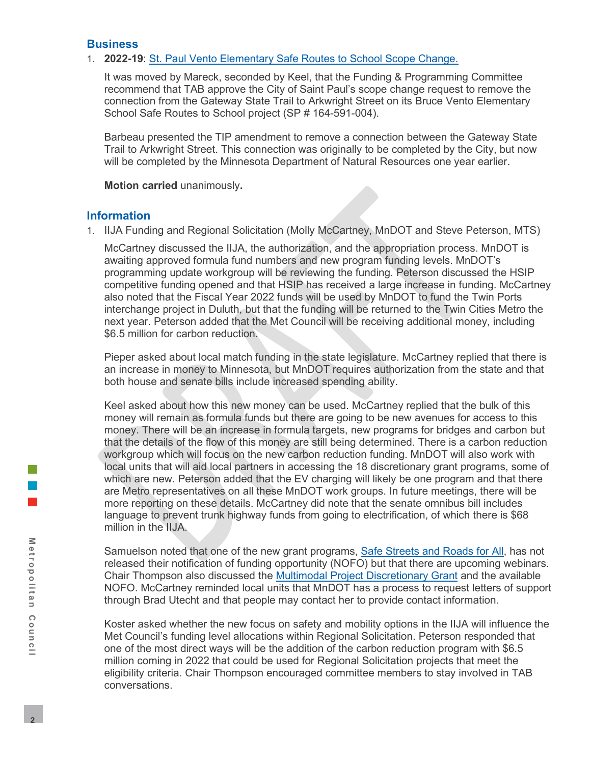## Business

1. **2022-19**: St. Paul Vento Elementary Safe Routes to School Scope Change.

   It was moved by Mareck, seconded by Keel, that the Funding & Programming Committee recommend that TAB approve the City of Saint Paul's scope change request to remove the connection from the Gateway State Trail to Arkwright Street on its Bruce Vento Elementary School Safe Routes to School project (SP # 164-591-004).

   Barbeau presented the TIP amendment to remove a connection between the Gateway State Trail to Arkwright Street. This connection was originally to be completed by the City, but now will be completed by the Minnesota Department of Natural Resources one year earlier.

   **Motion carried** unanimously**.**

## Information

1. IIJA Funding and Regional Solicitation (Molly McCartney, MnDOT and Steve Peterson, MTS)

   McCartney discussed the IIJA, the authorization, and the appropriation process. MnDOT is awaiting approved formula fund numbers and new program funding levels. MnDOT's programming update workgroup will be reviewing the funding. Peterson discussed the HSIP competitive funding opened and that HSIP has received a large increase in funding. McCartney also noted that the Fiscal Year 2022 funds will be used by MnDOT to fund the Twin Ports interchange project in Duluth, but that the funding will be returned to the Twin Cities Metro the next year. Peterson added that the Met Council will be receiving additional money, including $6.5 million for carbon reduction.

   Pieper asked about local match funding in the state legislature. McCartney replied that there is an increase in money to Minnesota, but MnDOT requires authorization from the state and that both house and senate bills include increased spending ability.

   Keel asked about how this new money can be used. McCartney replied that the bulk of this money will remain as formula funds but there are going to be new avenues for access to this money. There will be an increase in formula targets, new programs for bridges and carbon but that the details of the flow of this money are still being determined. There is a carbon reduction workgroup which will focus on the new carbon reduction funding. MnDOT will also work with local units that will aid local partners in accessing the 18 discretionary grant programs, some of which are new. Peterson added that the EV charging will likely be one program and that there are Metro representatives on all these MnDOT work groups. In future meetings, there will be more reporting on these details. McCartney did note that the senate omnibus bill includes language to prevent trunk highway funds from going to electrification, of which there is $68 million in the IIJA.

   Samuelson noted that one of the new grant programs, Safe Streets and Roads for All, has not released their notification of funding opportunity (NOFO) but that there are upcoming webinars. Chair Thompson also discussed the Multimodal Project Discretionary Grant and the available NOFO. McCartney reminded local units that MnDOT has a process to request letters of support through Brad Utecht and that people may contact her to provide contact information.

   Koster asked whether the new focus on safety and mobility options in the IIJA will influence the Met Council's funding level allocations within Regional Solicitation. Peterson responded that one of the most direct ways will be the addition of the carbon reduction program with $6.5 million coming in 2022 that could be used for Regional Solicitation projects that meet the eligibility criteria. Chair Thompson encouraged committee members to stay involved in TAB conversations.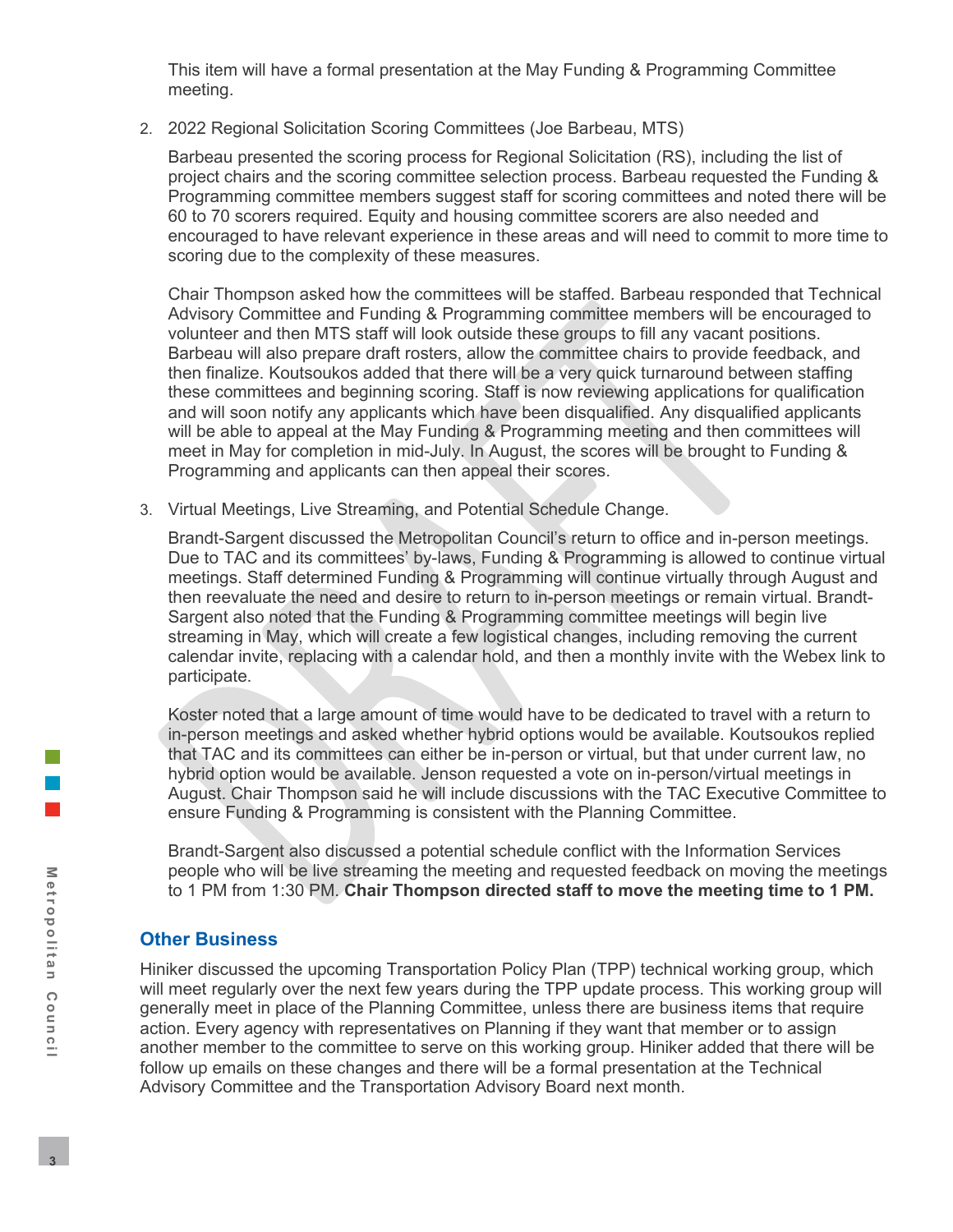This item will have a formal presentation at the May Funding & Programming Committee meeting.

2. 2022 Regional Solicitation Scoring Committees (Joe Barbeau, MTS)

   Barbeau presented the scoring process for Regional Solicitation (RS), including the list of project chairs and the scoring committee selection process. Barbeau requested the Funding & Programming committee members suggest staff for scoring committees and noted there will be 60 to 70 scorers required. Equity and housing committee scorers are also needed and encouraged to have relevant experience in these areas and will need to commit to more time to scoring due to the complexity of these measures.

   Chair Thompson asked how the committees will be staffed. Barbeau responded that Technical Advisory Committee and Funding & Programming committee members will be encouraged to volunteer and then MTS staff will look outside these groups to fill any vacant positions. Barbeau will also prepare draft rosters, allow the committee chairs to provide feedback, and then finalize. Koutsoukos added that there will be a very quick turnaround between staffing these committees and beginning scoring. Staff is now reviewing applications for qualification and will soon notify any applicants which have been disqualified. Any disqualified applicants will be able to appeal at the May Funding & Programming meeting and then committees will meet in May for completion in mid-July. In August, the scores will be brought to Funding & Programming and applicants can then appeal their scores.

3. Virtual Meetings, Live Streaming, and Potential Schedule Change.

   Brandt-Sargent discussed the Metropolitan Council's return to office and in-person meetings. Due to TAC and its committees' by-laws, Funding & Programming is allowed to continue virtual meetings. Staff determined Funding & Programming will continue virtually through August and then reevaluate the need and desire to return to in-person meetings or remain virtual. Brandt-Sargent also noted that the Funding & Programming committee meetings will begin live streaming in May, which will create a few logistical changes, including removing the current calendar invite, replacing with a calendar hold, and then a monthly invite with the Webex link to participate.

   Koster noted that a large amount of time would have to be dedicated to travel with a return to in-person meetings and asked whether hybrid options would be available. Koutsoukos replied that TAC and its committees can either be in-person or virtual, but that under current law, no hybrid option would be available. Jenson requested a vote on in-person/virtual meetings in August. Chair Thompson said he will include discussions with the TAC Executive Committee to ensure Funding & Programming is consistent with the Planning Committee.

   Brandt-Sargent also discussed a potential schedule conflict with the Information Services people who will be live streaming the meeting and requested feedback on moving the meetings to 1 PM from 1:30 PM. **Chair Thompson directed staff to move the meeting time to 1 PM.**

## Other Business

Hiniker discussed the upcoming Transportation Policy Plan (TPP) technical working group, which will meet regularly over the next few years during the TPP update process. This working group will generally meet in place of the Planning Committee, unless there are business items that require action. Every agency with representatives on Planning if they want that member or to assign another member to the committee to serve on this working group. Hiniker added that there will be follow up emails on these changes and there will be a formal presentation at the Technical Advisory Committee and the Transportation Advisory Board next month.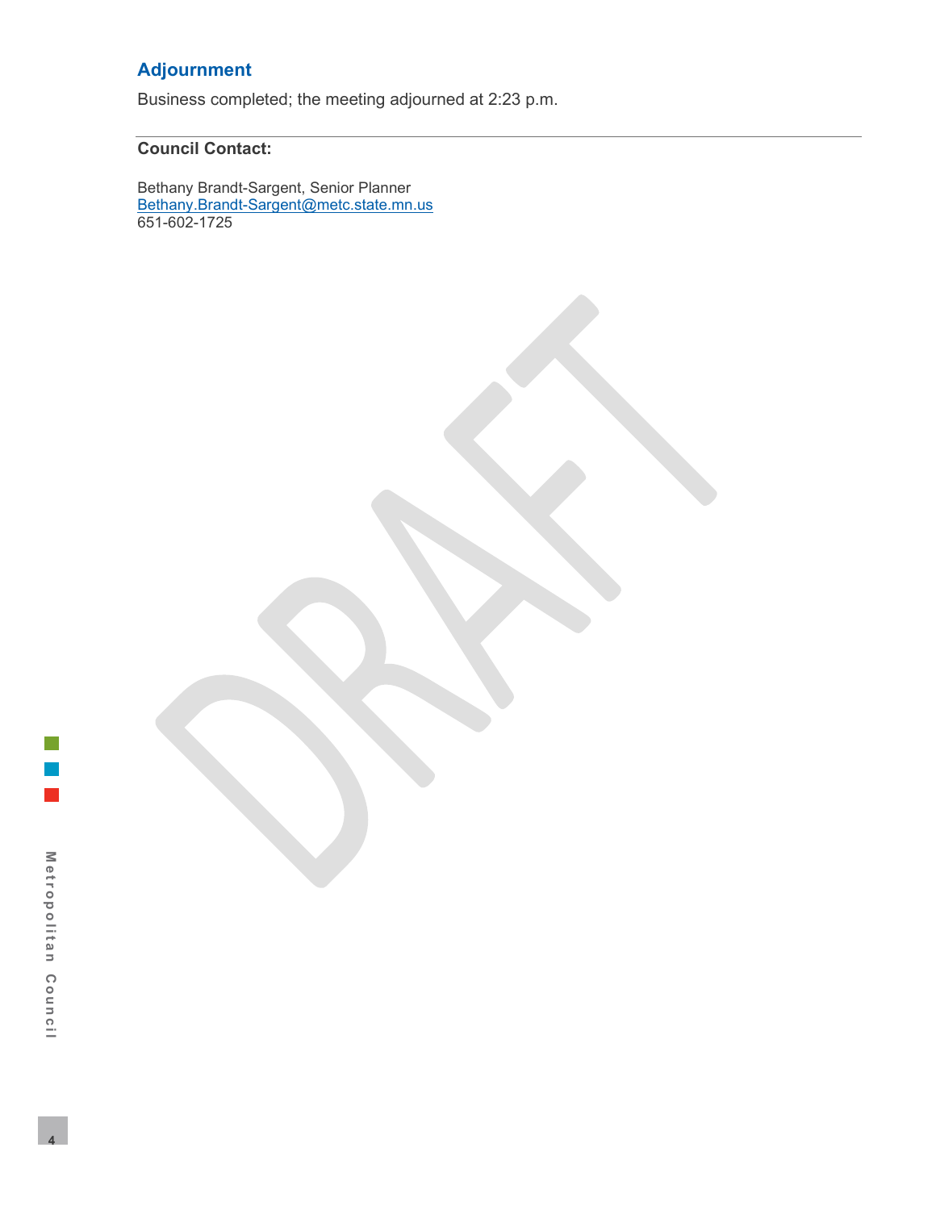## Adjournment

Business completed; the meeting adjourned at 2:23 p.m.

---

**Council Contact:**

Bethany Brandt-Sargent, Senior Planner
Bethany.Brandt-Sargent@metc.state.mn.us
651-602-1725